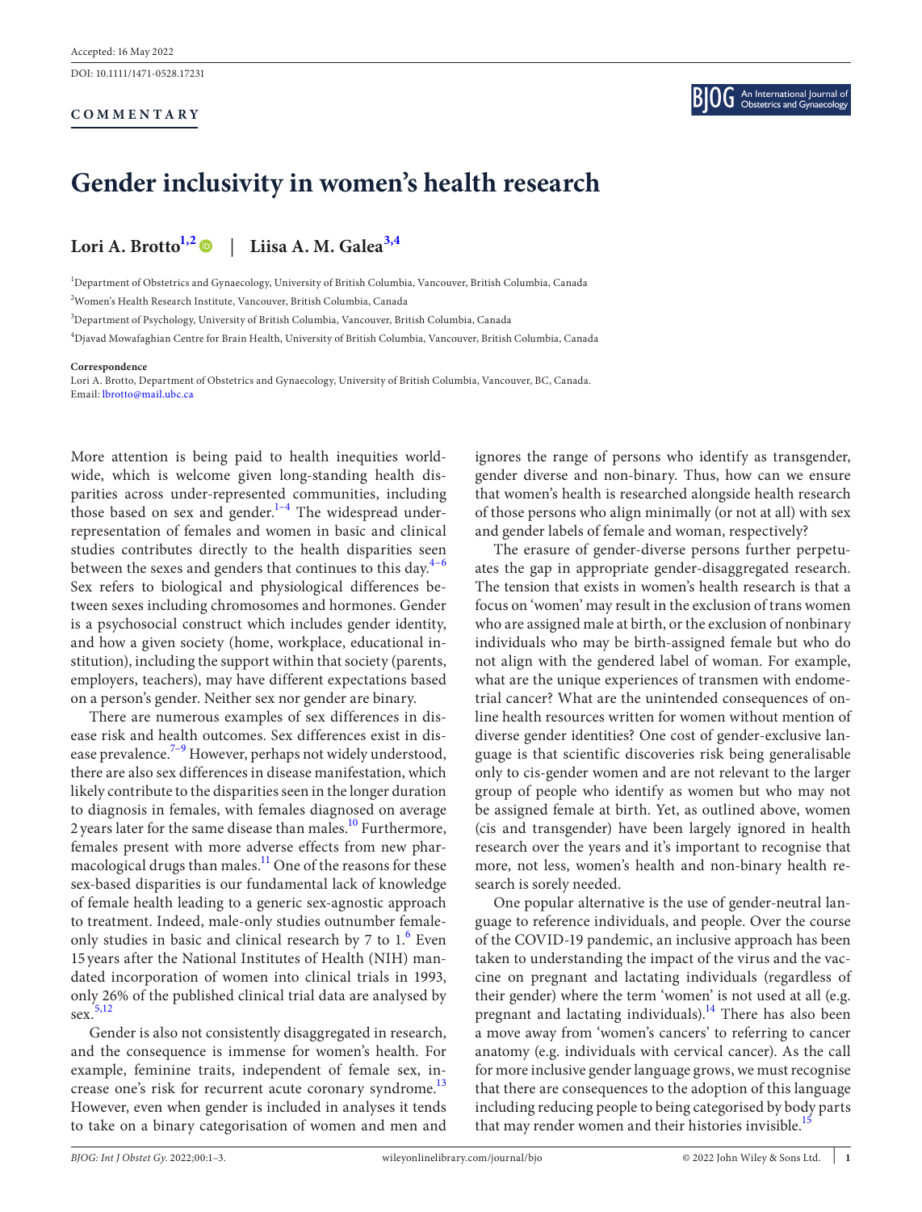Accepted: 16 May 2022

DOI: 10.1111/1471-0528.17231

**COMMENTARY**

# Gender inclusivity in women's health research

**Lori A. Brotto**[1,2] | **Liisa A. M. Galea**[3,4]

[1]Department of Obstetrics and Gynaecology, University of British Columbia, Vancouver, British Columbia, Canada

[2]Women's Health Research Institute, Vancouver, British Columbia, Canada

[3]Department of Psychology, University of British Columbia, Vancouver, British Columbia, Canada

[4]Djavad Mowafaghian Centre for Brain Health, University of British Columbia, Vancouver, British Columbia, Canada

**Correspondence**
Lori A. Brotto, Department of Obstetrics and Gynaecology, University of British Columbia, Vancouver, BC, Canada.
Email: lbrotto@mail.ubc.ca

More attention is being paid to health inequities worldwide, which is welcome given long-standing health disparities across under-represented communities, including those based on sex and gender.[1–4] The widespread under-representation of females and women in basic and clinical studies contributes directly to the health disparities seen between the sexes and genders that continues to this day.[4–6] Sex refers to biological and physiological differences between sexes including chromosomes and hormones. Gender is a psychosocial construct which includes gender identity, and how a given society (home, workplace, educational institution), including the support within that society (parents, employers, teachers), may have different expectations based on a person's gender. Neither sex nor gender are binary.

There are numerous examples of sex differences in disease risk and health outcomes. Sex differences exist in disease prevalence.[7–9] However, perhaps not widely understood, there are also sex differences in disease manifestation, which likely contribute to the disparities seen in the longer duration to diagnosis in females, with females diagnosed on average 2 years later for the same disease than males.[10] Furthermore, females present with more adverse effects from new pharmacological drugs than males.[11] One of the reasons for these sex-based disparities is our fundamental lack of knowledge of female health leading to a generic sex-agnostic approach to treatment. Indeed, male-only studies outnumber female-only studies in basic and clinical research by 7 to 1.[6] Even 15 years after the National Institutes of Health (NIH) mandated incorporation of women into clinical trials in 1993, only 26% of the published clinical trial data are analysed by sex.[5,12]

Gender is also not consistently disaggregated in research, and the consequence is immense for women's health. For example, feminine traits, independent of female sex, increase one's risk for recurrent acute coronary syndrome.[13] However, even when gender is included in analyses it tends to take on a binary categorisation of women and men and ignores the range of persons who identify as transgender, gender diverse and non-binary. Thus, how can we ensure that women's health is researched alongside health research of those persons who align minimally (or not at all) with sex and gender labels of female and woman, respectively?

The erasure of gender-diverse persons further perpetuates the gap in appropriate gender-disaggregated research. The tension that exists in women's health research is that a focus on 'women' may result in the exclusion of trans women who are assigned male at birth, or the exclusion of nonbinary individuals who may be birth-assigned female but who do not align with the gendered label of woman. For example, what are the unique experiences of transmen with endometrial cancer? What are the unintended consequences of online health resources written for women without mention of diverse gender identities? One cost of gender-exclusive language is that scientific discoveries risk being generalisable only to cis-gender women and are not relevant to the larger group of people who identify as women but who may not be assigned female at birth. Yet, as outlined above, women (cis and transgender) have been largely ignored in health research over the years and it's important to recognise that more, not less, women's health and non-binary health research is sorely needed.

One popular alternative is the use of gender-neutral language to reference individuals, and people. Over the course of the COVID-19 pandemic, an inclusive approach has been taken to understanding the impact of the virus and the vaccine on pregnant and lactating individuals (regardless of their gender) where the term 'women' is not used at all (e.g. pregnant and lactating individuals).[14] There has also been a move away from 'women's cancers' to referring to cancer anatomy (e.g. individuals with cervical cancer). As the call for more inclusive gender language grows, we must recognise that there are consequences to the adoption of this language including reducing people to being categorised by body parts that may render women and their histories invisible.[15]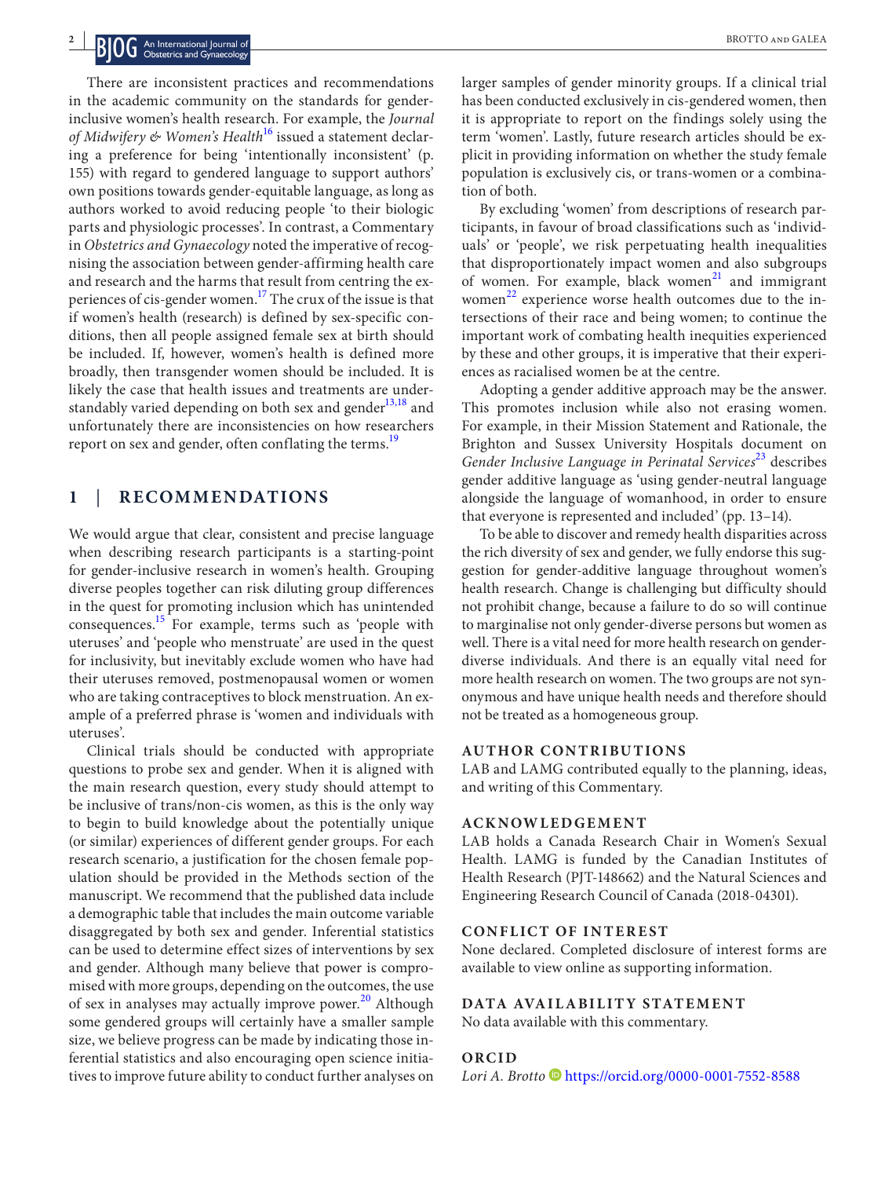There are inconsistent practices and recommendations in the academic community on the standards for gender-inclusive women's health research. For example, the *Journal of Midwifery & Women's Health*[16] issued a statement declaring a preference for being 'intentionally inconsistent' (p. 155) with regard to gendered language to support authors' own positions towards gender-equitable language, as long as authors worked to avoid reducing people 'to their biologic parts and physiologic processes'. In contrast, a Commentary in *Obstetrics and Gynaecology* noted the imperative of recognising the association between gender-affirming health care and research and the harms that result from centring the experiences of cis-gender women.[17] The crux of the issue is that if women's health (research) is defined by sex-specific conditions, then all people assigned female sex at birth should be included. If, however, women's health is defined more broadly, then transgender women should be included. It is likely the case that health issues and treatments are understandably varied depending on both sex and gender[13,18] and unfortunately there are inconsistencies on how researchers report on sex and gender, often conflating the terms.[19]

## 1 | RECOMMENDATIONS

We would argue that clear, consistent and precise language when describing research participants is a starting-point for gender-inclusive research in women's health. Grouping diverse peoples together can risk diluting group differences in the quest for promoting inclusion which has unintended consequences.[15] For example, terms such as 'people with uteruses' and 'people who menstruate' are used in the quest for inclusivity, but inevitably exclude women who have had their uteruses removed, postmenopausal women or women who are taking contraceptives to block menstruation. An example of a preferred phrase is 'women and individuals with uteruses'.

Clinical trials should be conducted with appropriate questions to probe sex and gender. When it is aligned with the main research question, every study should attempt to be inclusive of trans/non-cis women, as this is the only way to begin to build knowledge about the potentially unique (or similar) experiences of different gender groups. For each research scenario, a justification for the chosen female population should be provided in the Methods section of the manuscript. We recommend that the published data include a demographic table that includes the main outcome variable disaggregated by both sex and gender. Inferential statistics can be used to determine effect sizes of interventions by sex and gender. Although many believe that power is compromised with more groups, depending on the outcomes, the use of sex in analyses may actually improve power.[20] Although some gendered groups will certainly have a smaller sample size, we believe progress can be made by indicating those inferential statistics and also encouraging open science initiatives to improve future ability to conduct further analyses on larger samples of gender minority groups. If a clinical trial has been conducted exclusively in cis-gendered women, then it is appropriate to report on the findings solely using the term 'women'. Lastly, future research articles should be explicit in providing information on whether the study female population is exclusively cis, or trans-women or a combination of both.

By excluding 'women' from descriptions of research participants, in favour of broad classifications such as 'individuals' or 'people', we risk perpetuating health inequalities that disproportionately impact women and also subgroups of women. For example, black women[21] and immigrant women[22] experience worse health outcomes due to the intersections of their race and being women; to continue the important work of combating health inequities experienced by these and other groups, it is imperative that their experiences as racialised women be at the centre.

Adopting a gender additive approach may be the answer. This promotes inclusion while also not erasing women. For example, in their Mission Statement and Rationale, the Brighton and Sussex University Hospitals document on *Gender Inclusive Language in Perinatal Services*[23] describes gender additive language as 'using gender-neutral language alongside the language of womanhood, in order to ensure that everyone is represented and included' (pp. 13–14).

To be able to discover and remedy health disparities across the rich diversity of sex and gender, we fully endorse this suggestion for gender-additive language throughout women's health research. Change is challenging but difficulty should not prohibit change, because a failure to do so will continue to marginalise not only gender-diverse persons but women as well. There is a vital need for more health research on gender-diverse individuals. And there is an equally vital need for more health research on women. The two groups are not synonymous and have unique health needs and therefore should not be treated as a homogeneous group.

### AUTHOR CONTRIBUTIONS

LAB and LAMG contributed equally to the planning, ideas, and writing of this Commentary.

### ACKNOWLEDGEMENT

LAB holds a Canada Research Chair in Women's Sexual Health. LAMG is funded by the Canadian Institutes of Health Research (PJT-148662) and the Natural Sciences and Engineering Research Council of Canada (2018-04301).

### CONFLICT OF INTEREST

None declared. Completed disclosure of interest forms are available to view online as supporting information.

### DATA AVAILABILITY STATEMENT

No data available with this commentary.

### ORCID

*Lori A. Brotto* https://orcid.org/0000-0001-7552-8588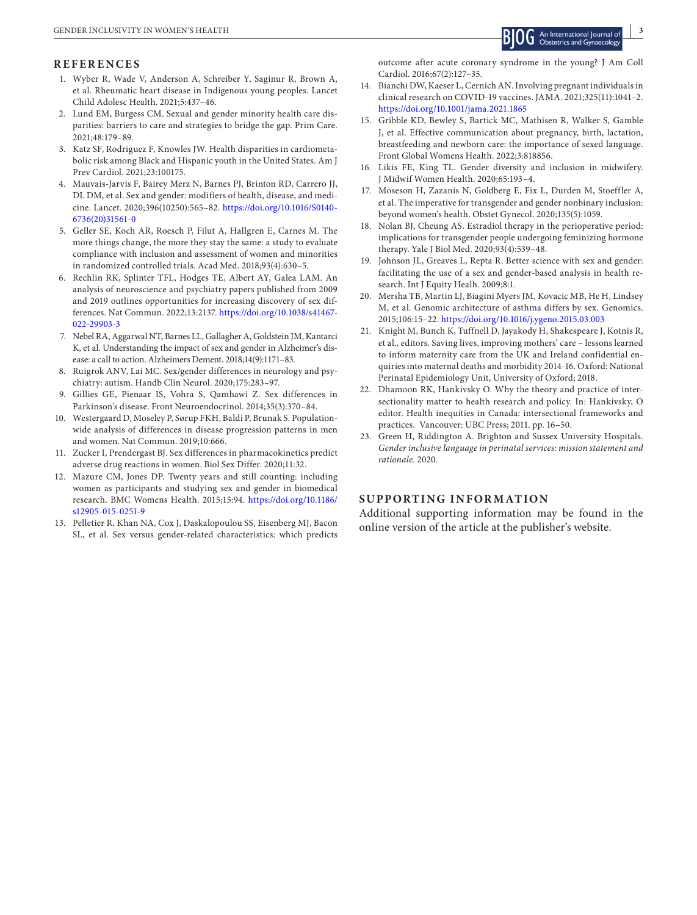## REFERENCES

1. Wyber R, Wade V, Anderson A, Schreiber Y, Saginur R, Brown A, et al. Rheumatic heart disease in Indigenous young peoples. Lancet Child Adolesc Health. 2021;5:437–46.
2. Lund EM, Burgess CM. Sexual and gender minority health care disparities: barriers to care and strategies to bridge the gap. Prim Care. 2021;48:179–89.
3. Katz SF, Rodriguez F, Knowles JW. Health disparities in cardiometabolic risk among Black and Hispanic youth in the United States. Am J Prev Cardiol. 2021;23:100175.
4. Mauvais-Jarvis F, Bairey Merz N, Barnes PJ, Brinton RD, Carrero JJ, DL DM, et al. Sex and gender: modifiers of health, disease, and medicine. Lancet. 2020;396(10250):565–82. https://doi.org/10.1016/S0140-6736(20)31561-0
5. Geller SE, Koch AR, Roesch P, Filut A, Hallgren E, Carnes M. The more things change, the more they stay the same: a study to evaluate compliance with inclusion and assessment of women and minorities in randomized controlled trials. Acad Med. 2018;93(4):630–5.
6. Rechlin RK, Splinter TFL, Hodges TE, Albert AY, Galea LAM. An analysis of neuroscience and psychiatry papers published from 2009 and 2019 outlines opportunities for increasing discovery of sex differences. Nat Commun. 2022;13:2137. https://doi.org/10.1038/s41467-022-29903-3
7. Nebel RA, Aggarwal NT, Barnes LL, Gallagher A, Goldstein JM, Kantarci K, et al. Understanding the impact of sex and gender in Alzheimer's disease: a call to action. Alzheimers Dement. 2018;14(9):1171–83.
8. Ruigrok ANV, Lai MC. Sex/gender differences in neurology and psychiatry: autism. Handb Clin Neurol. 2020;175:283–97.
9. Gillies GE, Pienaar IS, Vohra S, Qamhawi Z. Sex differences in Parkinson's disease. Front Neuroendocrinol. 2014;35(3):370–84.
10. Westergaard D, Moseley P, Sørup FKH, Baldi P, Brunak S. Population-wide analysis of differences in disease progression patterns in men and women. Nat Commun. 2019;10:666.
11. Zucker I, Prendergast BJ. Sex differences in pharmacokinetics predict adverse drug reactions in women. Biol Sex Differ. 2020;11:32.
12. Mazure CM, Jones DP. Twenty years and still counting: including women as participants and studying sex and gender in biomedical research. BMC Womens Health. 2015;15:94. https://doi.org/10.1186/s12905-015-0251-9
13. Pelletier R, Khan NA, Cox J, Daskalopoulou SS, Eisenberg MJ, Bacon SL, et al. Sex versus gender-related characteristics: which predicts outcome after acute coronary syndrome in the young? J Am Coll Cardiol. 2016;67(2):127–35.
14. Bianchi DW, Kaeser L, Cernich AN. Involving pregnant individuals in clinical research on COVID-19 vaccines. JAMA. 2021;325(11):1041–2. https://doi.org/10.1001/jama.2021.1865
15. Gribble KD, Bewley S, Bartick MC, Mathisen R, Walker S, Gamble J, et al. Effective communication about pregnancy, birth, lactation, breastfeeding and newborn care: the importance of sexed language. Front Global Womens Health. 2022;3:818856.
16. Likis FE, King TL. Gender diversity and inclusion in midwifery. J Midwif Women Health. 2020;65:193–4.
17. Moseson H, Zazanis N, Goldberg E, Fix L, Durden M, Stoeffler A, et al. The imperative for transgender and gender nonbinary inclusion: beyond women's health. Obstet Gynecol. 2020;135(5):1059.
18. Nolan BJ, Cheung AS. Estradiol therapy in the perioperative period: implications for transgender people undergoing feminizing hormone therapy. Yale J Biol Med. 2020;93(4):539–48.
19. Johnson JL, Greaves L, Repta R. Better science with sex and gender: facilitating the use of a sex and gender-based analysis in health research. Int J Equity Heath. 2009;8:1.
20. Mersha TB, Martin LJ, Biagini Myers JM, Kovacic MB, He H, Lindsey M, et al. Genomic architecture of asthma differs by sex. Genomics. 2015;106:15–22. https://doi.org/10.1016/j.ygeno.2015.03.003
21. Knight M, Bunch K, Tuffnell D, Jayakody H, Shakespeare J, Kotnis R, et al., editors. Saving lives, improving mothers' care – lessons learned to inform maternity care from the UK and Ireland confidential enquiries into maternal deaths and morbidity 2014-16. Oxford: National Perinatal Epidemiology Unit, University of Oxford; 2018.
22. Dhamoon RK, Hankivsky O. Why the theory and practice of intersectionality matter to health research and policy. In: Hankivsky, O editor. Health inequities in Canada: intersectional frameworks and practices. Vancouver: UBC Press; 2011. pp. 16–50.
23. Green H, Riddington A. Brighton and Sussex University Hospitals. *Gender inclusive language in perinatal services: mission statement and rationale*. 2020.

## SUPPORTING INFORMATION

Additional supporting information may be found in the online version of the article at the publisher's website.